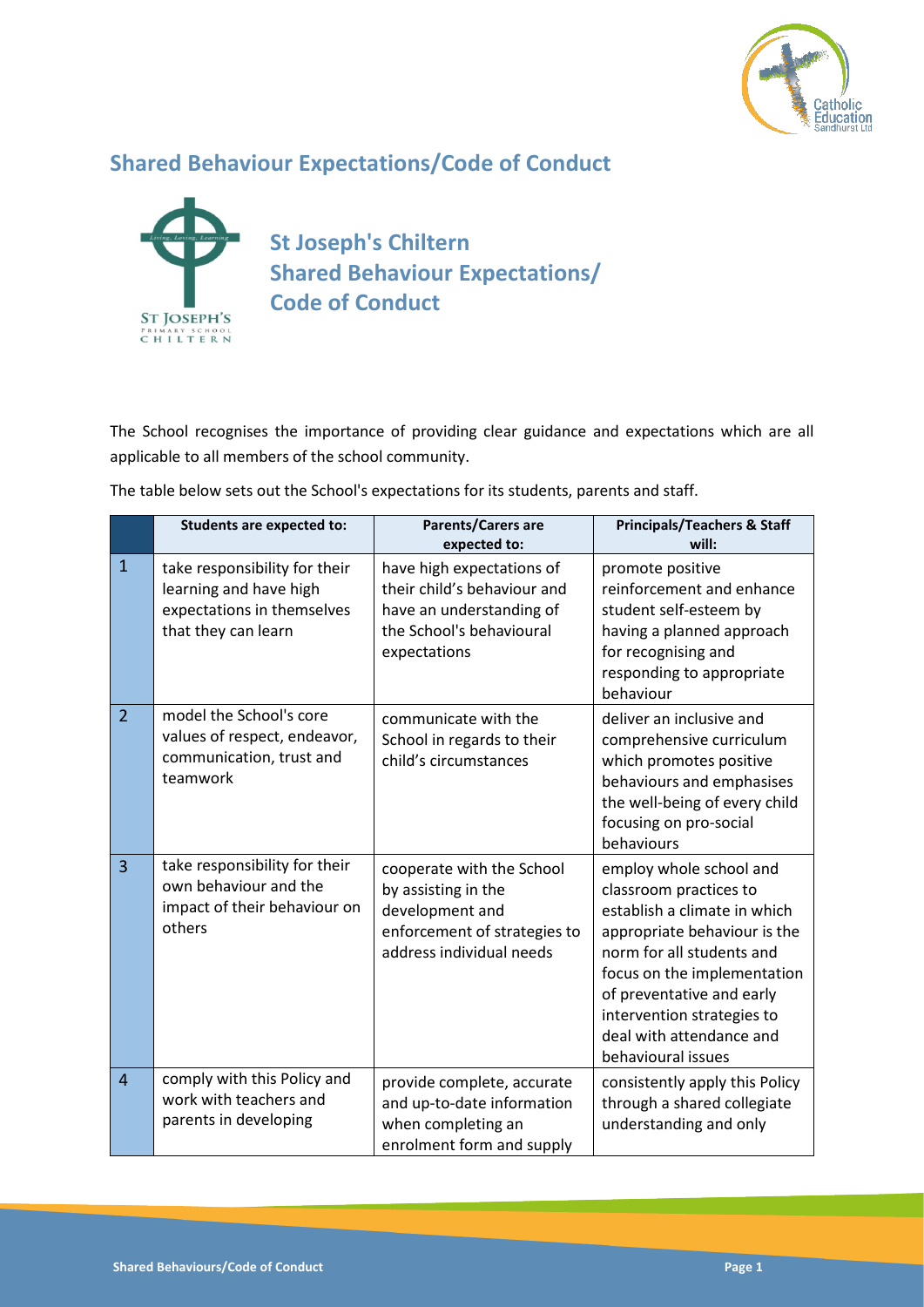## Shared Behaviour Expectations/Code of Conduct

### St Joseph's Chiltern Shared Behaviour Expectations/ Code of Conduct

The School recognises the importance of providing clear guidance and expectations which are all applicable to all members of the school community.

The table below sets out the School's expectations for its students, parents and staff.

| | Students are expected to: | Parents/Carers are expected to: | Principals/Teachers & Staff will: |
|---|---|---|---|
| 1 | take responsibility for their learning and have high expectations in themselves that they can learn | have high expectations of their child's behaviour and have an understanding of the School's behavioural expectations | promote positive reinforcement and enhance student self-esteem by having a planned approach for recognising and responding to appropriate behaviour |
| 2 | model the School's core values of respect, endeavor, communication, trust and teamwork | communicate with the School in regards to their child's circumstances | deliver an inclusive and comprehensive curriculum which promotes positive behaviours and emphasises the well-being of every child focusing on pro-social behaviours |
| 3 | take responsibility for their own behaviour and the impact of their behaviour on others | cooperate with the School by assisting in the development and enforcement of strategies to address individual needs | employ whole school and classroom practices to establish a climate in which appropriate behaviour is the norm for all students and focus on the implementation of preventative and early intervention strategies to deal with attendance and behavioural issues |
| 4 | comply with this Policy and work with teachers and parents in developing | provide complete, accurate and up-to-date information when completing an enrolment form and supply | consistently apply this Policy through a shared collegiate understanding and only |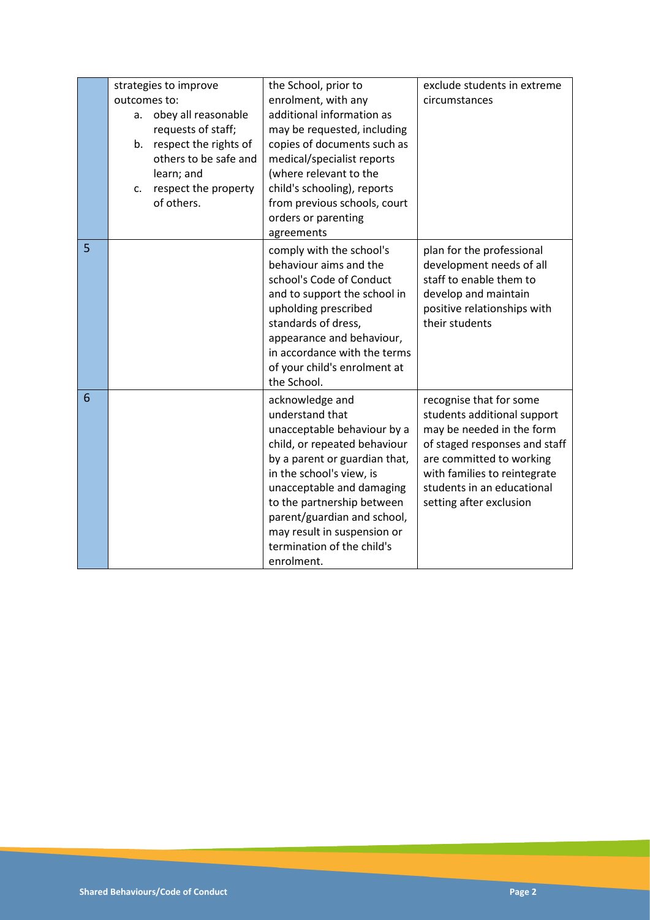|  |  |  |  |
|---|---|---|---|
|  | strategies to improve outcomes to:<br>a. obey all reasonable requests of staff;<br>b. respect the rights of others to be safe and learn; and<br>c. respect the property of others. | the School, prior to enrolment, with any additional information as may be requested, including copies of documents such as medical/specialist reports (where relevant to the child's schooling), reports from previous schools, court orders or parenting agreements | exclude students in extreme circumstances |
| 5 |  | comply with the school's behaviour aims and the school's Code of Conduct and to support the school in upholding prescribed standards of dress, appearance and behaviour, in accordance with the terms of your child's enrolment at the School. | plan for the professional development needs of all staff to enable them to develop and maintain positive relationships with their students |
| 6 |  | acknowledge and understand that unacceptable behaviour by a child, or repeated behaviour by a parent or guardian that, in the school's view, is unacceptable and damaging to the partnership between parent/guardian and school, may result in suspension or termination of the child's enrolment. | recognise that for some students additional support may be needed in the form of staged responses and staff are committed to working with families to reintegrate students in an educational setting after exclusion |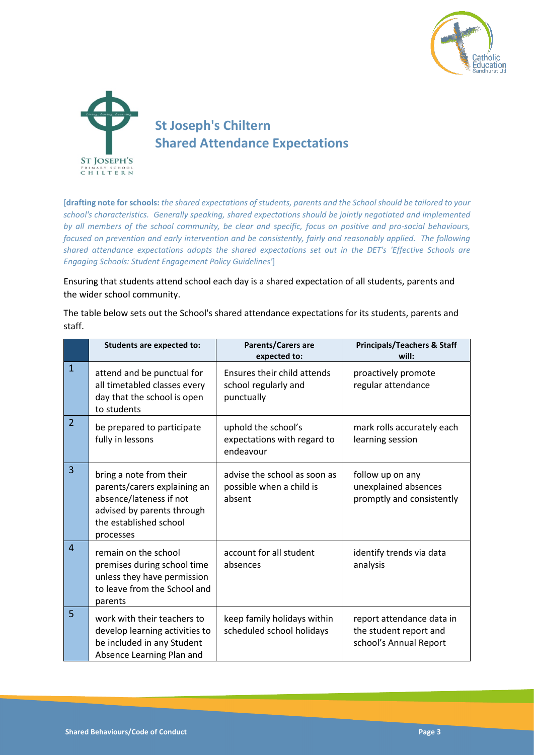# St Joseph's Chiltern Shared Attendance Expectations

[**drafting note for schools:** *the shared expectations of students, parents and the School should be tailored to your school's characteristics. Generally speaking, shared expectations should be jointly negotiated and implemented by all members of the school community, be clear and specific, focus on positive and pro-social behaviours, focused on prevention and early intervention and be consistently, fairly and reasonably applied. The following shared attendance expectations adopts the shared expectations set out in the DET's 'Effective Schools are Engaging Schools: Student Engagement Policy Guidelines'*]

Ensuring that students attend school each day is a shared expectation of all students, parents and the wider school community.

The table below sets out the School's shared attendance expectations for its students, parents and staff.

| | Students are expected to: | Parents/Carers are expected to: | Principals/Teachers & Staff will: |
|---|---|---|---|
| 1 | attend and be punctual for all timetabled classes every day that the school is open to students | Ensures their child attends school regularly and punctually | proactively promote regular attendance |
| 2 | be prepared to participate fully in lessons | uphold the school's expectations with regard to endeavour | mark rolls accurately each learning session |
| 3 | bring a note from their parents/carers explaining an absence/lateness if not advised by parents through the established school processes | advise the school as soon as possible when a child is absent | follow up on any unexplained absences promptly and consistently |
| 4 | remain on the school premises during school time unless they have permission to leave from the School and parents | account for all student absences | identify trends via data analysis |
| 5 | work with their teachers to develop learning activities to be included in any Student Absence Learning Plan and | keep family holidays within scheduled school holidays | report attendance data in the student report and school's Annual Report |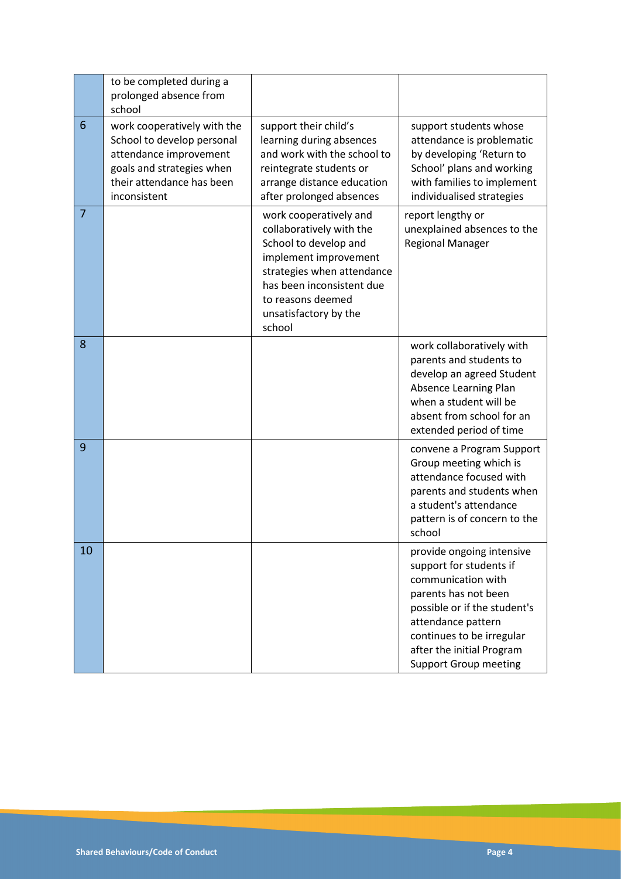| | | | |
|---|---|---|---|
| | to be completed during a prolonged absence from school | | |
| 6 | work cooperatively with the School to develop personal attendance improvement goals and strategies when their attendance has been inconsistent | support their child's learning during absences and work with the school to reintegrate students or arrange distance education after prolonged absences | support students whose attendance is problematic by developing 'Return to School' plans and working with families to implement individualised strategies |
| 7 | | work cooperatively and collaboratively with the School to develop and implement improvement strategies when attendance has been inconsistent due to reasons deemed unsatisfactory by the school | report lengthy or unexplained absences to the Regional Manager |
| 8 | | | work collaboratively with parents and students to develop an agreed Student Absence Learning Plan when a student will be absent from school for an extended period of time |
| 9 | | | convene a Program Support Group meeting which is attendance focused with parents and students when a student's attendance pattern is of concern to the school |
| 10 | | | provide ongoing intensive support for students if communication with parents has not been possible or if the student's attendance pattern continues to be irregular after the initial Program Support Group meeting |